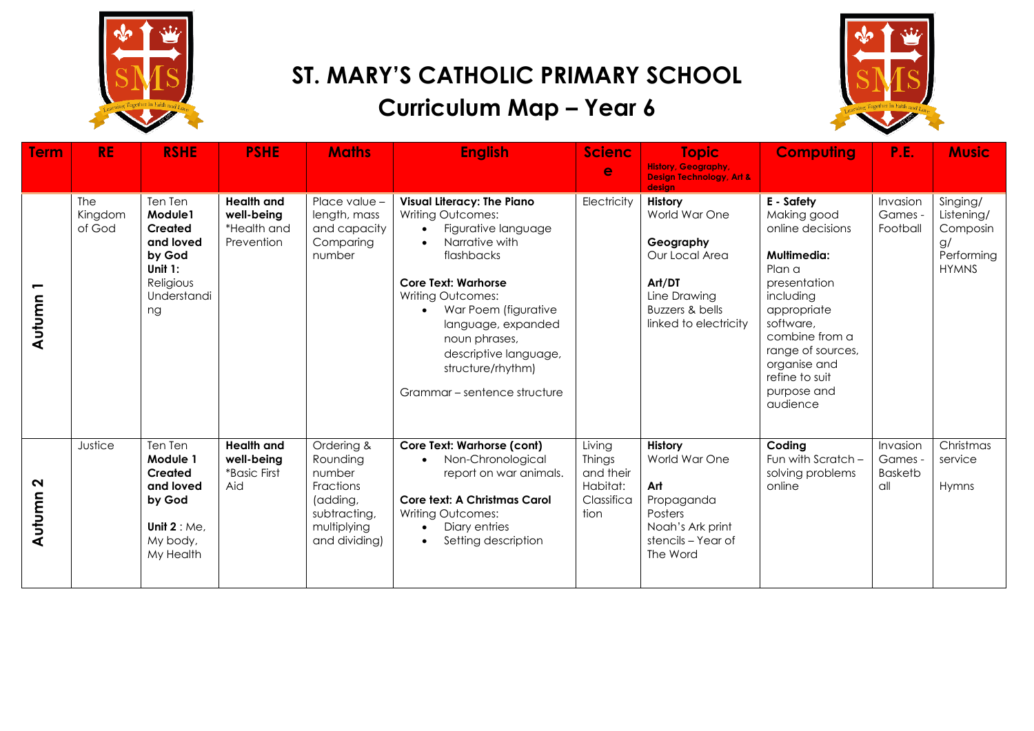# ST. MARY'S CATHOLIC PRIMARY SCHOOL

## Curriculum Map – Year 6

| Term | RE | RSHE | PSHE | Maths | English | Science | Topic<br>History, Geography, Design Technology, Art & design | Computing | P.E. | Music |
|---|---|---|---|---|---|---|---|---|---|---|
| Autumn 1 | The Kingdom of God | Ten Ten **Module1 Created and loved by God Unit 1:** Religious Understanding | **Health and well-being** *Health and Prevention | Place value – length, mass and capacity Comparing number | **Visual Literacy: The Piano**<br>Writing Outcomes:<br>• Figurative language<br>• Narrative with flashbacks<br><br>**Core Text: Warhorse**<br>Writing Outcomes:<br>• War Poem (figurative language, expanded noun phrases, descriptive language, structure/rhythm)<br><br>Grammar – sentence structure | Electricity | **History**<br>World War One<br><br>**Geography**<br>Our Local Area<br><br>**Art/DT**<br>Line Drawing<br>Buzzers & bells linked to electricity | **E - Safety**<br>Making good online decisions<br><br>**Multimedia:**<br>Plan a presentation including appropriate software, combine from a range of sources, organise and refine to suit purpose and audience | Invasion Games - Football | Singing/ Listening/ Composing/ Performing HYMNS |
| Autumn 2 | Justice | Ten Ten **Module 1 Created and loved by God**<br><br>**Unit 2** : Me, My body, My Health | **Health and well-being** *Basic First Aid | Ordering & Rounding number Fractions (adding, subtracting, multiplying and dividing) | **Core Text: Warhorse (cont)**<br>• Non-Chronological report on war animals.<br><br>**Core text: A Christmas Carol**<br>Writing Outcomes:<br>• Diary entries<br>• Setting description | Living Things and their Habitat: Classification | **History**<br>World War One<br><br>**Art**<br>Propaganda Posters<br>Noah's Ark print stencils – Year of The Word | **Coding**<br>Fun with Scratch – solving problems online | Invasion Games - Basketball | Christmas service<br><br>Hymns |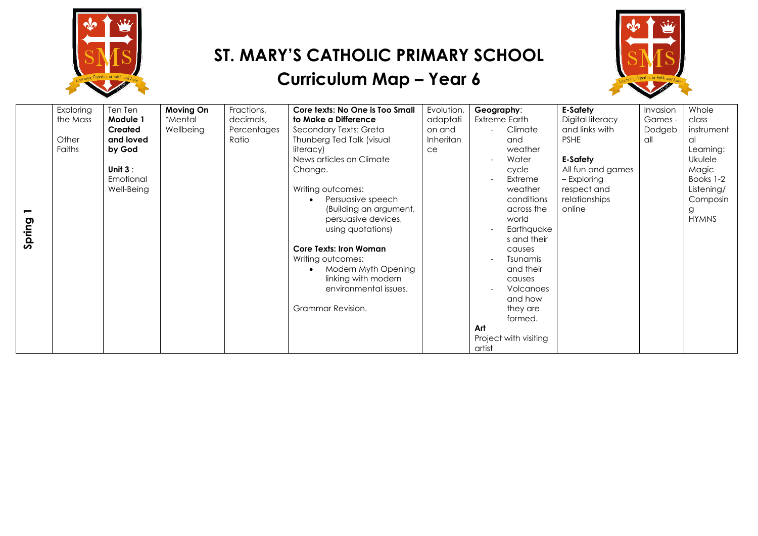# ST. MARY'S CATHOLIC PRIMARY SCHOOL

## Curriculum Map – Year 6

| | | | | | | | | | | |
|---|---|---|---|---|---|---|---|---|---|---|
| **Spring 1** | Exploring the Mass<br><br>Other Faiths | Ten Ten **Module 1 Created and loved by God**<br><br>**Unit 3** : Emotional Well-Being | **Moving On** *Mental Wellbeing | Fractions, decimals, Percentages Ratio | **Core texts: No One is Too Small to Make a Difference**<br>Secondary Texts: Greta Thunberg Ted Talk (visual literacy)<br>News articles on Climate Change.<br><br>Writing outcomes:<br>• Persuasive speech (Building an argument, persuasive devices, using quotations)<br><br>**Core Texts: Iron Woman**<br>Writing outcomes:<br>• Modern Myth Opening linking with modern environmental issues.<br><br>Grammar Revision. | Evolution, adaptation and Inheritance | **Geography**:<br>Extreme Earth<br>- Climate and weather<br>- Water cycle<br>- Extreme weather conditions across the world<br>- Earthquakes and their causes<br>- Tsunamis and their causes<br>- Volcanoes and how they are formed.<br>**Art**<br>Project with visiting artist | **E-Safety**<br>Digital literacy and links with PSHE<br><br>**E-Safety**<br>All fun and games – Exploring respect and relationships online | Invasion Games - Dodgeball | Whole class instrumental Learning: Ukulele Magic Books 1-2 Listening/ Composing HYMNS |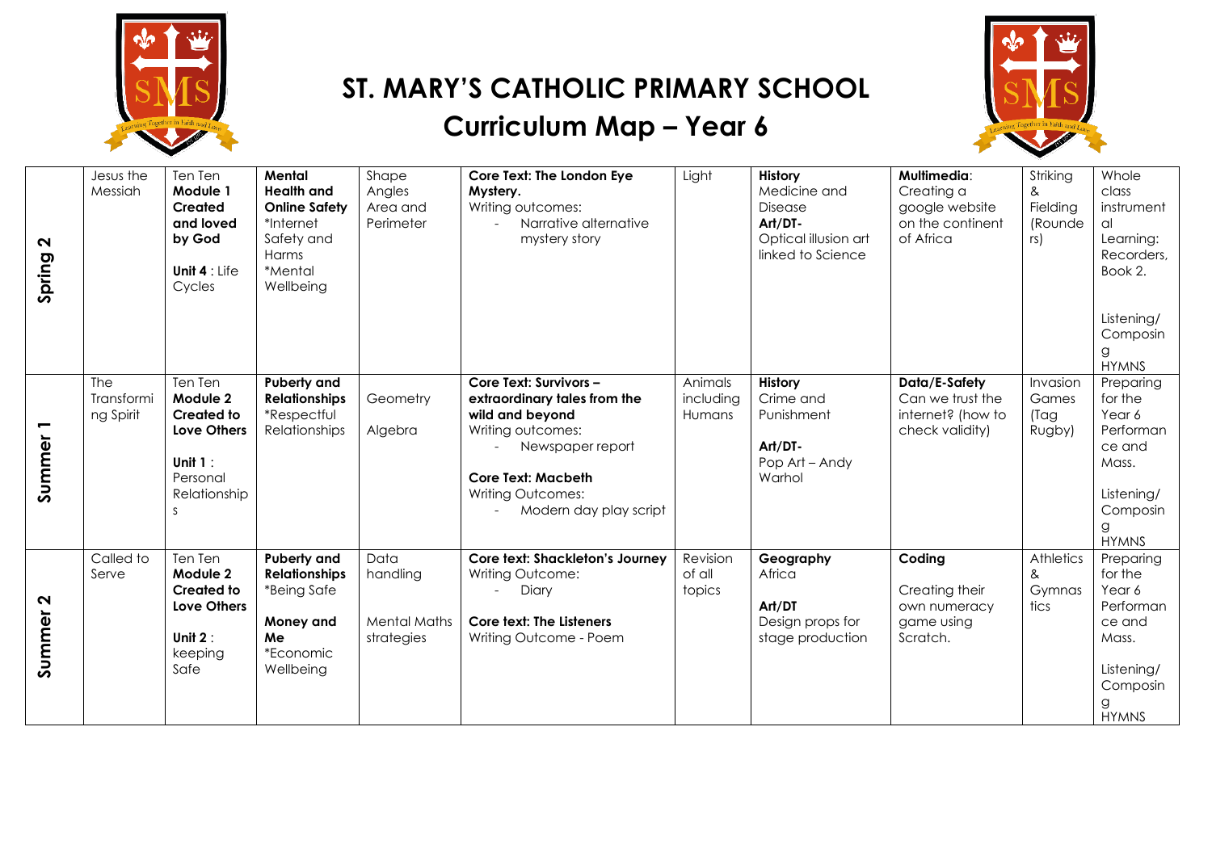# ST. MARY'S CATHOLIC PRIMARY SCHOOL

## Curriculum Map – Year 6

| | | | | | | | | | | |
|---|---|---|---|---|---|---|---|---|---|---|
| **Spring 2** | Jesus the Messiah | Ten Ten **Module 1 Created and loved by God**<br><br>**Unit 4** : Life Cycles | **Mental Health and Online Safety**<br>*Internet Safety and Harms<br>*Mental Wellbeing | Shape<br>Angles<br>Area and Perimeter | **Core Text: The London Eye Mystery.**<br>Writing outcomes:<br>- Narrative alternative mystery story | Light | **History**<br>Medicine and Disease<br>**Art/DT-**<br>Optical illusion art linked to Science | **Multimedia**:<br>Creating a google website on the continent of Africa | Striking & Fielding (Rounders) | Whole class instrumental Learning: Recorders, Book 2.<br><br>Listening/ Composing<br>HYMNS |
| **Summer 1** | The Transforming Spirit | Ten Ten **Module 2 Created to Love Others**<br><br>**Unit 1** : Personal Relationships | **Puberty and Relationships**<br>*Respectful Relationships | Geometry<br><br>Algebra | **Core Text: Survivors – extraordinary tales from the wild and beyond**<br>Writing outcomes:<br>- Newspaper report<br><br>**Core Text: Macbeth**<br>Writing Outcomes:<br>- Modern day play script | Animals including Humans | **History**<br>Crime and Punishment<br><br>**Art/DT-**<br>Pop Art – Andy Warhol | **Data/E-Safety**<br>Can we trust the internet? (how to check validity) | Invasion Games (Tag Rugby) | Preparing for the Year 6 Performance and Mass.<br><br>Listening/ Composing<br>HYMNS |
| **Summer 2** | Called to Serve | Ten Ten **Module 2 Created to Love Others**<br><br>**Unit 2** : keeping Safe | **Puberty and Relationships**<br>*Being Safe<br><br>**Money and Me**<br>*Economic Wellbeing | Data handling<br><br>Mental Maths strategies | **Core text: Shackleton's Journey**<br>Writing Outcome:<br>- Diary<br><br>**Core text: The Listeners**<br>Writing Outcome - Poem | Revision of all topics | **Geography**<br>Africa<br><br>**Art/DT**<br>Design props for stage production | **Coding**<br><br>Creating their own numeracy game using Scratch. | Athletics & Gymnastics | Preparing for the Year 6 Performance and Mass.<br><br>Listening/ Composing<br>HYMNS |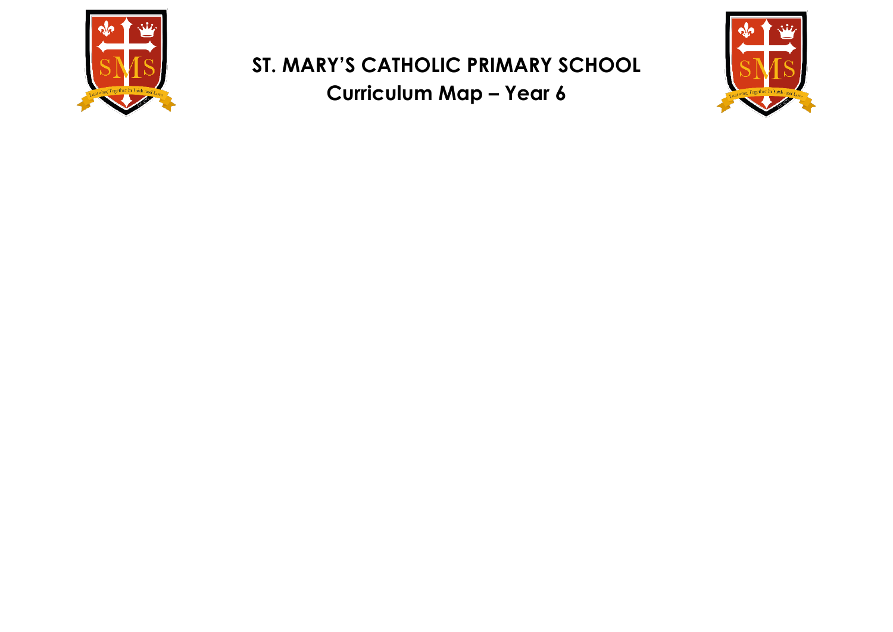# ST. MARY'S CATHOLIC PRIMARY SCHOOL
## Curriculum Map – Year 6